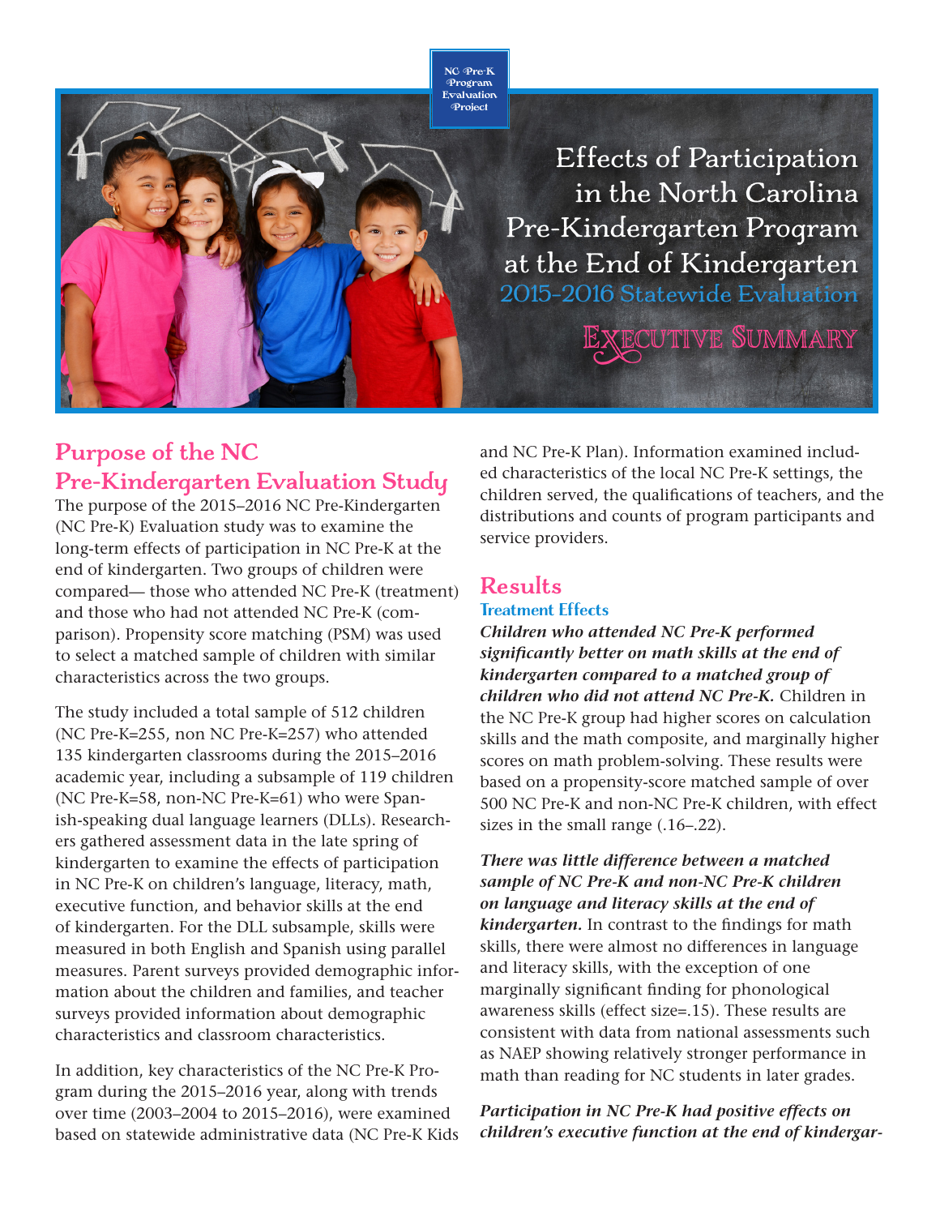NC Pre-K Program Evaluation Project

# Effects of Participation in the North Carolina Pre-Kindergarten Program at the End of Kindergarten

## 2015-2016 Statewide Evaluation

## Executive Summary

## Purpose of the NC Pre-Kindergarten Evaluation Study

The purpose of the 2015–2016 NC Pre-Kindergarten (NC Pre-K) Evaluation study was to examine the long-term effects of participation in NC Pre-K at the end of kindergarten. Two groups of children were compared— those who attended NC Pre-K (treatment) and those who had not attended NC Pre-K (comparison). Propensity score matching (PSM) was used to select a matched sample of children with similar characteristics across the two groups.

The study included a total sample of 512 children (NC Pre-K=255, non NC Pre-K=257) who attended 135 kindergarten classrooms during the 2015–2016 academic year, including a subsample of 119 children (NC Pre-K=58, non-NC Pre-K=61) who were Spanish-speaking dual language learners (DLLs). Researchers gathered assessment data in the late spring of kindergarten to examine the effects of participation in NC Pre-K on children's language, literacy, math, executive function, and behavior skills at the end of kindergarten. For the DLL subsample, skills were measured in both English and Spanish using parallel measures. Parent surveys provided demographic information about the children and families, and teacher surveys provided information about demographic characteristics and classroom characteristics.

In addition, key characteristics of the NC Pre-K Program during the 2015–2016 year, along with trends over time (2003–2004 to 2015–2016), were examined based on statewide administrative data (NC Pre-K Kids and NC Pre-K Plan). Information examined included characteristics of the local NC Pre-K settings, the children served, the qualifications of teachers, and the distributions and counts of program participants and service providers.

## Results

### Treatment Effects

***Children who attended NC Pre-K performed significantly better on math skills at the end of kindergarten compared to a matched group of children who did not attend NC Pre-K.*** Children in the NC Pre-K group had higher scores on calculation skills and the math composite, and marginally higher scores on math problem-solving. These results were based on a propensity-score matched sample of over 500 NC Pre-K and non-NC Pre-K children, with effect sizes in the small range (.16–.22).

***There was little difference between a matched sample of NC Pre-K and non-NC Pre-K children on language and literacy skills at the end of kindergarten.*** In contrast to the findings for math skills, there were almost no differences in language and literacy skills, with the exception of one marginally significant finding for phonological awareness skills (effect size=.15). These results are consistent with data from national assessments such as NAEP showing relatively stronger performance in math than reading for NC students in later grades.

***Participation in NC Pre-K had positive effects on children's executive function at the end of kindergar-***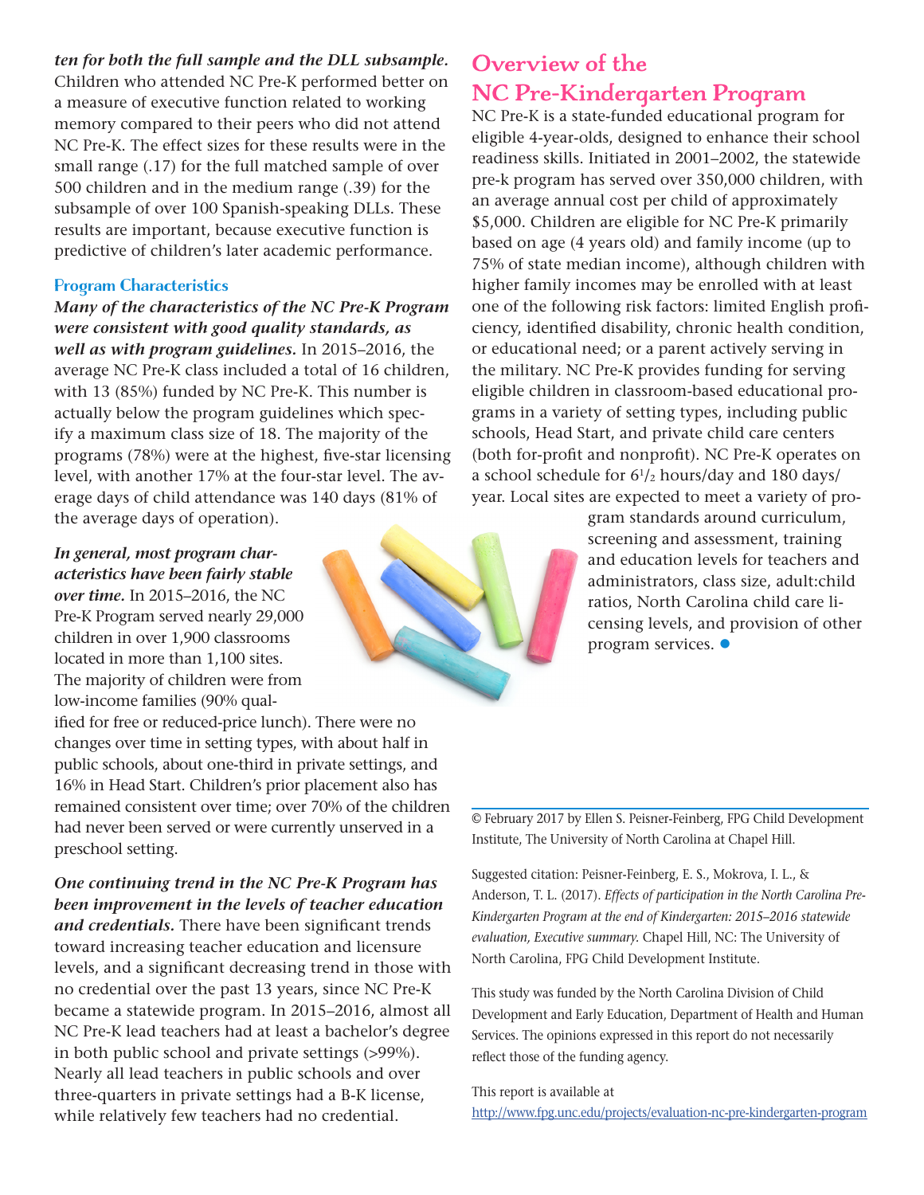***ten for both the full sample and the DLL subsample.*** Children who attended NC Pre-K performed better on a measure of executive function related to working memory compared to their peers who did not attend NC Pre-K. The effect sizes for these results were in the small range (.17) for the full matched sample of over 500 children and in the medium range (.39) for the subsample of over 100 Spanish-speaking DLLs. These results are important, because executive function is predictive of children's later academic performance.

### Program Characteristics

***Many of the characteristics of the NC Pre-K Program were consistent with good quality standards, as well as with program guidelines.*** In 2015–2016, the average NC Pre-K class included a total of 16 children, with 13 (85%) funded by NC Pre-K. This number is actually below the program guidelines which specify a maximum class size of 18. The majority of the programs (78%) were at the highest, five-star licensing level, with another 17% at the four-star level. The average days of child attendance was 140 days (81% of the average days of operation).

***In general, most program characteristics have been fairly stable over time.*** In 2015–2016, the NC Pre-K Program served nearly 29,000 children in over 1,900 classrooms located in more than 1,100 sites. The majority of children were from low-income families (90% qualified for free or reduced-price lunch). There were no changes over time in setting types, with about half in public schools, about one-third in private settings, and 16% in Head Start. Children's prior placement also has remained consistent over time; over 70% of the children had never been served or were currently unserved in a preschool setting.

***One continuing trend in the NC Pre-K Program has been improvement in the levels of teacher education and credentials.*** There have been significant trends toward increasing teacher education and licensure levels, and a significant decreasing trend in those with no credential over the past 13 years, since NC Pre-K became a statewide program. In 2015–2016, almost all NC Pre-K lead teachers had at least a bachelor's degree in both public school and private settings (>99%). Nearly all lead teachers in public schools and over three-quarters in private settings had a B-K license, while relatively few teachers had no credential.

## Overview of the NC Pre-Kindergarten Program

NC Pre-K is a state-funded educational program for eligible 4-year-olds, designed to enhance their school readiness skills. Initiated in 2001–2002, the statewide pre-k program has served over 350,000 children, with an average annual cost per child of approximately $5,000. Children are eligible for NC Pre-K primarily based on age (4 years old) and family income (up to 75% of state median income), although children with higher family incomes may be enrolled with at least one of the following risk factors: limited English proficiency, identified disability, chronic health condition, or educational need; or a parent actively serving in the military. NC Pre-K provides funding for serving eligible children in classroom-based educational programs in a variety of setting types, including public schools, Head Start, and private child care centers (both for-profit and nonprofit). NC Pre-K operates on a school schedule for 6½ hours/day and 180 days/year. Local sites are expected to meet a variety of program standards around curriculum, screening and assessment, training and education levels for teachers and administrators, class size, adult:child ratios, North Carolina child care licensing levels, and provision of other program services.

© February 2017 by Ellen S. Peisner-Feinberg, FPG Child Development Institute, The University of North Carolina at Chapel Hill.

Suggested citation: Peisner-Feinberg, E. S., Mokrova, I. L., & Anderson, T. L. (2017). *Effects of participation in the North Carolina Pre-Kindergarten Program at the end of Kindergarten: 2015–2016 statewide evaluation, Executive summary.* Chapel Hill, NC: The University of North Carolina, FPG Child Development Institute.

This study was funded by the North Carolina Division of Child Development and Early Education, Department of Health and Human Services. The opinions expressed in this report do not necessarily reflect those of the funding agency.

This report is available at
http://www.fpg.unc.edu/projects/evaluation-nc-pre-kindergarten-program